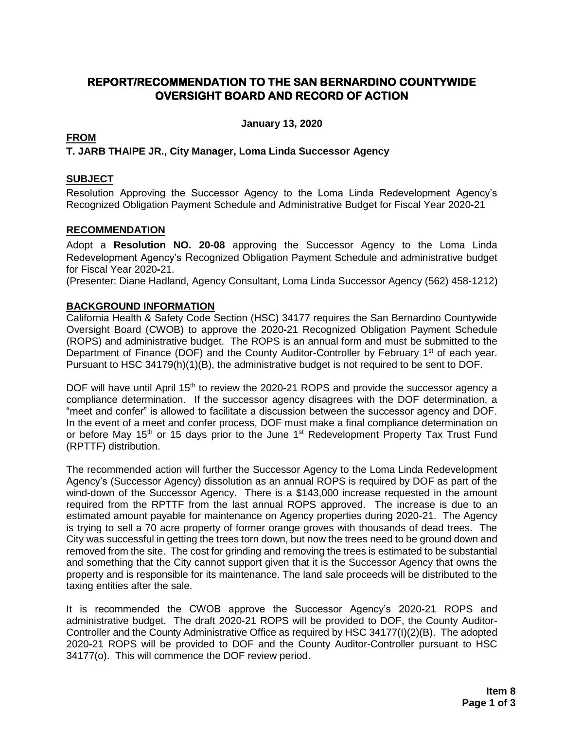# REPORT/RECOMMENDATION TO THE SAN BERNARDINO COUNTYWIDE OVERSIGHT BOARD AND RECORD OF ACTION

**January 13, 2020**

**FROM**

**T. JARB THAIPE JR., City Manager, Loma Linda Successor Agency**

**SUBJECT**

Resolution Approving the Successor Agency to the Loma Linda Redevelopment Agency's Recognized Obligation Payment Schedule and Administrative Budget for Fiscal Year 2020-21

**RECOMMENDATION**

Adopt a **Resolution NO. 20-08** approving the Successor Agency to the Loma Linda Redevelopment Agency's Recognized Obligation Payment Schedule and administrative budget for Fiscal Year 2020-21.

(Presenter: Diane Hadland, Agency Consultant, Loma Linda Successor Agency (562) 458-1212)

**BACKGROUND INFORMATION**

California Health & Safety Code Section (HSC) 34177 requires the San Bernardino Countywide Oversight Board (CWOB) to approve the 2020-21 Recognized Obligation Payment Schedule (ROPS) and administrative budget. The ROPS is an annual form and must be submitted to the Department of Finance (DOF) and the County Auditor-Controller by February 1st of each year. Pursuant to HSC 34179(h)(1)(B), the administrative budget is not required to be sent to DOF.

DOF will have until April 15th to review the 2020-21 ROPS and provide the successor agency a compliance determination. If the successor agency disagrees with the DOF determination, a "meet and confer" is allowed to facilitate a discussion between the successor agency and DOF. In the event of a meet and confer process, DOF must make a final compliance determination on or before May 15th or 15 days prior to the June 1st Redevelopment Property Tax Trust Fund (RPTTF) distribution.

The recommended action will further the Successor Agency to the Loma Linda Redevelopment Agency's (Successor Agency) dissolution as an annual ROPS is required by DOF as part of the wind-down of the Successor Agency. There is a $143,000 increase requested in the amount required from the RPTTF from the last annual ROPS approved. The increase is due to an estimated amount payable for maintenance on Agency properties during 2020-21. The Agency is trying to sell a 70 acre property of former orange groves with thousands of dead trees. The City was successful in getting the trees torn down, but now the trees need to be ground down and removed from the site. The cost for grinding and removing the trees is estimated to be substantial and something that the City cannot support given that it is the Successor Agency that owns the property and is responsible for its maintenance. The land sale proceeds will be distributed to the taxing entities after the sale.

It is recommended the CWOB approve the Successor Agency's 2020-21 ROPS and administrative budget. The draft 2020-21 ROPS will be provided to DOF, the County Auditor-Controller and the County Administrative Office as required by HSC 34177(I)(2)(B). The adopted 2020-21 ROPS will be provided to DOF and the County Auditor-Controller pursuant to HSC 34177(o). This will commence the DOF review period.

**Item 8**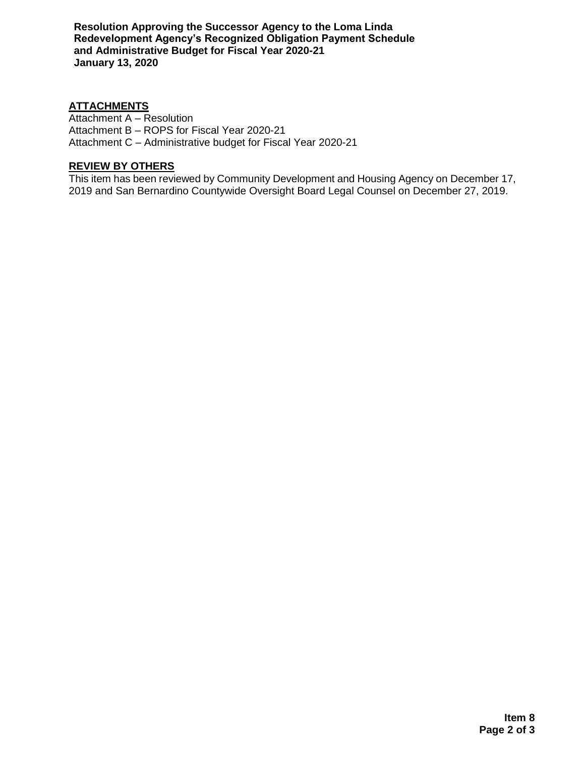## ATTACHMENTS

Attachment A – Resolution
Attachment B – ROPS for Fiscal Year 2020-21
Attachment C – Administrative budget for Fiscal Year 2020-21

## REVIEW BY OTHERS

This item has been reviewed by Community Development and Housing Agency on December 17, 2019 and San Bernardino Countywide Oversight Board Legal Counsel on December 27, 2019.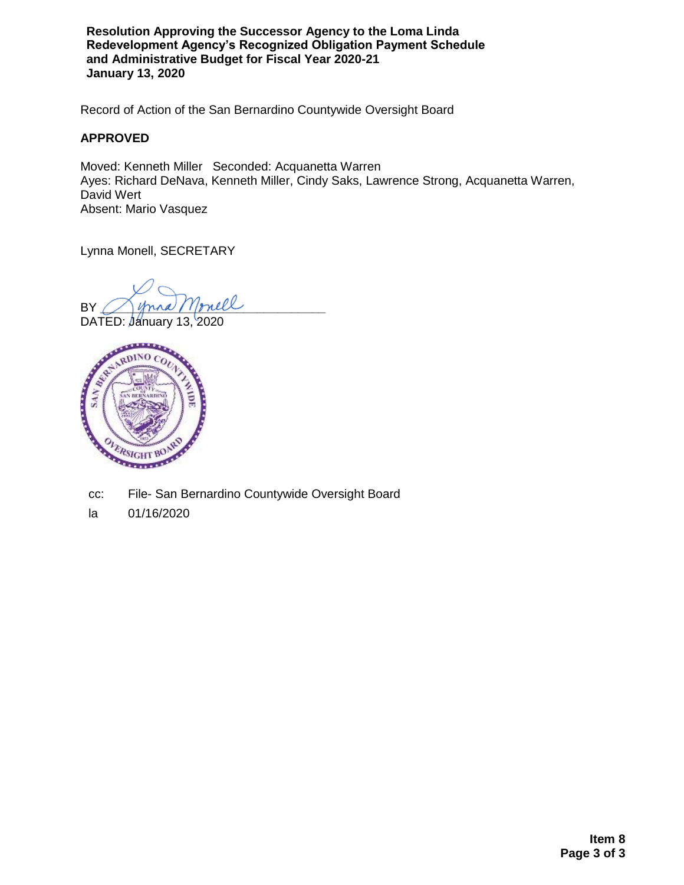**Resolution Approving the Successor Agency to the Loma Linda Redevelopment Agency's Recognized Obligation Payment Schedule and Administrative Budget for Fiscal Year 2020-21**
**January 13, 2020**

Record of Action of the San Bernardino Countywide Oversight Board

**APPROVED**

Moved: Kenneth Miller   Seconded: Acquanetta Warren
Ayes: Richard DeNava, Kenneth Miller, Cindy Saks, Lawrence Strong, Acquanetta Warren, David Wert
Absent: Mario Vasquez

Lynna Monell, SECRETARY

BY ______________________________
DATED: January 13, 2020

cc: File- San Bernardino Countywide Oversight Board

la 01/16/2020

**Item 8**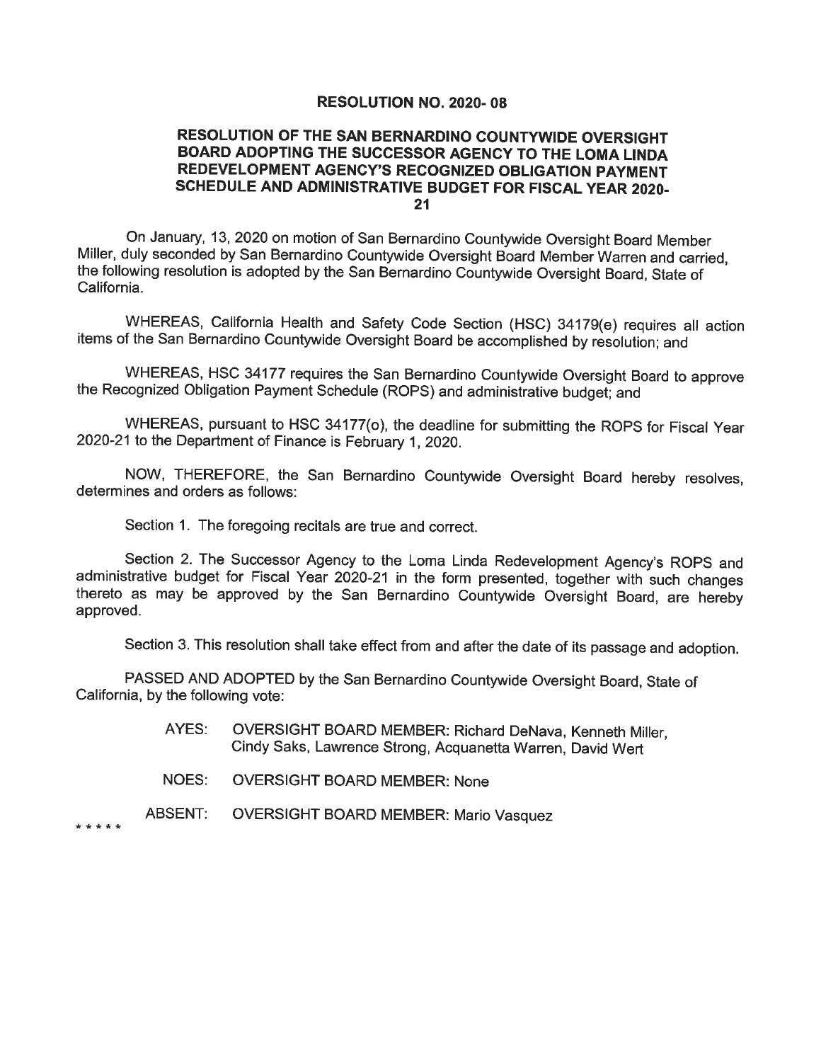**RESOLUTION NO. 2020- 08**

**RESOLUTION OF THE SAN BERNARDINO COUNTYWIDE OVERSIGHT BOARD ADOPTING THE SUCCESSOR AGENCY TO THE LOMA LINDA REDEVELOPMENT AGENCY'S RECOGNIZED OBLIGATION PAYMENT SCHEDULE AND ADMINISTRATIVE BUDGET FOR FISCAL YEAR 2020-21**

On January, 13, 2020 on motion of San Bernardino Countywide Oversight Board Member Miller, duly seconded by San Bernardino Countywide Oversight Board Member Warren and carried, the following resolution is adopted by the San Bernardino Countywide Oversight Board, State of California.

WHEREAS, California Health and Safety Code Section (HSC) 34179(e) requires all action items of the San Bernardino Countywide Oversight Board be accomplished by resolution; and

WHEREAS, HSC 34177 requires the San Bernardino Countywide Oversight Board to approve the Recognized Obligation Payment Schedule (ROPS) and administrative budget; and

WHEREAS, pursuant to HSC 34177(o), the deadline for submitting the ROPS for Fiscal Year 2020-21 to the Department of Finance is February 1, 2020.

NOW, THEREFORE, the San Bernardino Countywide Oversight Board hereby resolves, determines and orders as follows:

Section 1. The foregoing recitals are true and correct.

Section 2. The Successor Agency to the Loma Linda Redevelopment Agency's ROPS and administrative budget for Fiscal Year 2020-21 in the form presented, together with such changes thereto as may be approved by the San Bernardino Countywide Oversight Board, are hereby approved.

Section 3. This resolution shall take effect from and after the date of its passage and adoption.

PASSED AND ADOPTED by the San Bernardino Countywide Oversight Board, State of California, by the following vote:

AYES: OVERSIGHT BOARD MEMBER: Richard DeNava, Kenneth Miller, Cindy Saks, Lawrence Strong, Acquanetta Warren, David Wert

NOES: OVERSIGHT BOARD MEMBER: None

ABSENT: OVERSIGHT BOARD MEMBER: Mario Vasquez

* * * * *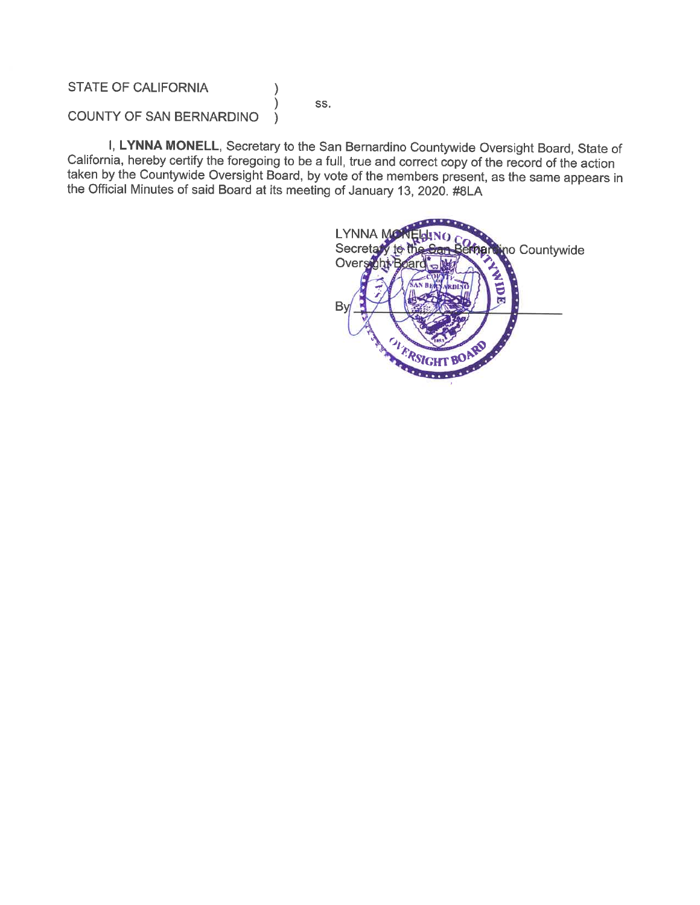STATE OF CALIFORNIA )
) ss.
COUNTY OF SAN BERNARDINO )

I, **LYNNA MONELL**, Secretary to the San Bernardino Countywide Oversight Board, State of California, hereby certify the foregoing to be a full, true and correct copy of the record of the action taken by the Countywide Oversight Board, by vote of the members present, as the same appears in the Official Minutes of said Board at its meeting of January 13, 2020. #8LA

LYNNA MONELL
Secretary to the San Bernardino Countywide Oversight Board

By ______________________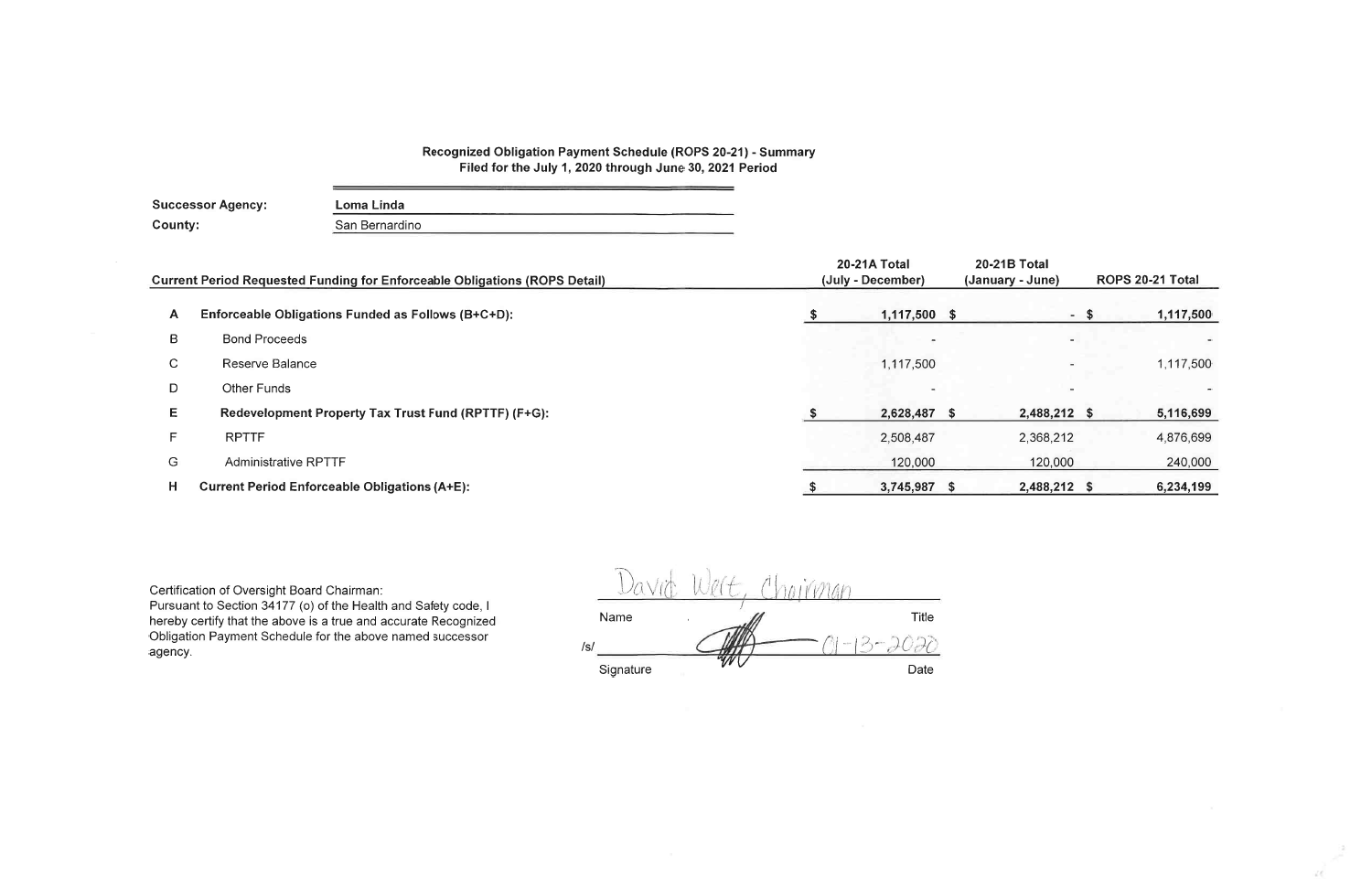**Recognized Obligation Payment Schedule (ROPS 20-21) - Summary**
**Filed for the July 1, 2020 through June 30, 2021 Period**

| | |
|---|---|
| **Successor Agency:** | **Loma Linda** |
| **County:** | San Bernardino |

| | Current Period Requested Funding for Enforceable Obligations (ROPS Detail) | 20-21A Total (July - December) | 20-21B Total (January - June) | ROPS 20-21 Total |
|---|---|---|---|---|
| A | **Enforceable Obligations Funded as Follows (B+C+D):** | **$ 1,117,500** | **$ -** | **$ 1,117,500** |
| B | Bond Proceeds | - | - | - |
| C | Reserve Balance | 1,117,500 | - | 1,117,500 |
| D | Other Funds | - | - | - |
| E | **Redevelopment Property Tax Trust Fund (RPTTF) (F+G):** | **$ 2,628,487** | **$ 2,488,212** | **$ 5,116,699** |
| F | RPTTF | 2,508,487 | 2,368,212 | 4,876,699 |
| G | Administrative RPTTF | 120,000 | 120,000 | 240,000 |
| H | **Current Period Enforceable Obligations (A+E):** | **$ 3,745,987** | **$ 2,488,212** | **$ 6,234,199** |

Certification of Oversight Board Chairman:
Pursuant to Section 34177 (o) of the Health and Safety code, I hereby certify that the above is a true and accurate Recognized Obligation Payment Schedule for the above named successor agency.

David Wert, Chairman

| Name | Title |
|---|---|
| /s/ [signature] | 01-13-2020 |
| Signature | Date |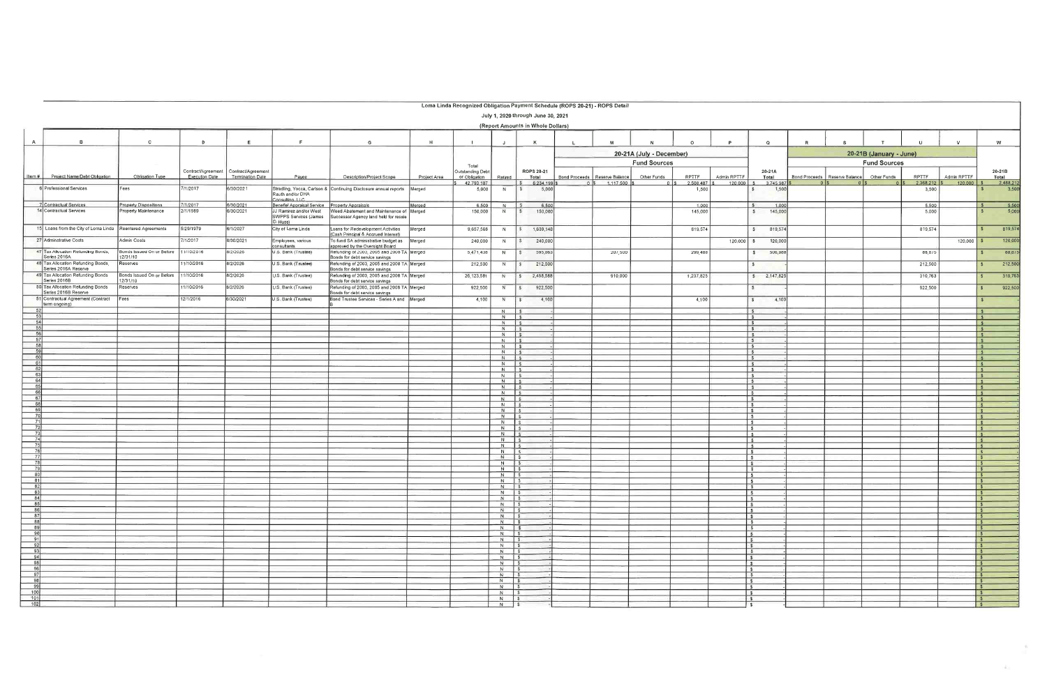# Loma Linda Recognized Obligation Payment Schedule (ROPS 20-21) - ROPS Detail

July 1, 2020 through June 30, 2021

(Report Amounts in Whole Dollars)

| A | B | C | D | E | F | G | H | I | J | K | L | M | N | O | P | Q | R | S | T | U | V | W |
|---|---|---|---|---|---|---|---|---|---|---|---|---|---|---|---|---|---|---|---|---|---|---|
| | | | | | | | | | | | 20-21A (July - December) | | | | | | 20-21B (January - June) | | | | | |
| | | | | | | | | | | | Fund Sources | | | | | | Fund Sources | | | | | |
| Item # | Project Name/Debt Obligation | Obligation Type | Contract/Agreement Execution Date | Contract/Agreement Termination Date | Payee | Description/Project Scope | Project Area | Total Outstanding Debt or Obligation | Retired | ROPS 20-21 Total | Bond Proceeds | Reserve Balance | Other Funds | RPTTF | Admin RPTTF | 20-21A Total | Bond Proceeds | Reserve Balance | Other Funds | RPTTF | Admin RPTTF | 20-21B Total |
| | | | | | | | | $ 42,793,197 | | $ 8,234,199 | $ 0 | $ 1,117,500 | $ 0 | $ 2,508,487 | $ 120,000 | $ 3,745,987 | $ 0 | $ 0 | $ 0 | $ 2,368,212 | $ 120,000 | $ 2,488,212 |
| 6 | Professional Services | Fees | 7/1/2017 | 6/30/2021 | Stradling, Yocca, Carlson & Rauth and/or DHA Consulting, LLC | Continuing Disclosure annual reports | Merged | 5,000 | N | $ 5,000 | | | | 1,500 | | $ 1,500 | | | | 3,500 | | $ 3,500 |
| 7 | Contractual Services | Property Dispositions | 7/1/2017 | 6/30/2021 | Benetel Appraisal Service | Property Appraisals | Merged | 6,500 | N | $ 6,500 | | | | 1,000 | | $ 1,000 | | | | 5,500 | | $ 5,500 |
| 14 | Contractual Services | Property Maintenance | 2/1/1989 | 6/30/2021 | JJ Ramirez and/or West SWPPS Services (James D. Huss) | Weed Abatement and Maintenance of Successor Agency land held for resale | Merged | 150,000 | N | $ 150,000 | | | | 145,000 | | $ 145,000 | | | | 5,000 | | $ 5,000 |
| 15 | Loans from the City of Loma Linda | Reentered Agreements | 5/29/1979 | 6/1/2027 | City of Loma Linda | Loans for Redevelopment Activities (Cash Principal & Accrued Interest) | Merged | 9,657,568 | N | $ 1,639,148 | | | | 819,574 | | $ 819,574 | | | | 819,574 | | $ 819,574 |
| 27 | Administrative Costs | Admin Costs | 7/1/2017 | 6/30/2021 | Employees, various consultants | To fund SA administrative budget as approved by the Oversight Board | Merged | 240,000 | N | $ 240,000 | | | | | 120,000 | $ 120,000 | | | | | 120,000 | $ 120,000 |
| 47 | Tax Allocation Refunding Bonds, Series 2016A | Bonds Issued On or Before 12/31/10 | 11/10/2016 | 8/2/2026 | U.S. Bank (Trustee) | Refunding of 2003, 2005 and 2008 TA Bonds for debt service savings | Merged | 5,471,438 | N | $ 595,863 | | 207,500 | | 299,488 | | $ 506,988 | | | | 88,875 | | $ 88,875 |
| 48 | Tax Allocation Refunding Bonds, Series 2016A Reserve | Reserves | 11/10/2016 | 8/2/2026 | U.S. Bank (Trustee) | Refunding of 2003, 2005 and 2008 TA Bonds for debt service savings | Merged | 212,500 | N | $ 212,500 | | | | | | $ - | | | | 212,500 | | $ 212,500 |
| 49 | Tax Allocation Refunding Bonds Series 2016B | Bonds Issued On or Before 12/31/10 | 11/10/2016 | 8/2/2026 | US. Bank (Trustee) | Refunding of 2003, 2005 and 2008 TA Bonds for debt service savings | Merged | 26,123,581 | N | $ 2,458,588 | | 910,000 | | 1,237,825 | | $ 2,147,825 | | | | 310,763 | | $ 310,763 |
| 50 | Tax Allocation Refunding Bonds Series 2016B Reserve | Reserves | 11/10/2016 | 8/2/2026 | US. Bank (Trustee) | Refunding of 2003, 2005 and 2008 TA Bonds for debt service savings | Merged | 922,500 | N | $ 922,500 | | | | | | $ - | | | | 922,500 | | $ 922,500 |
| 51 | Contractual Agreement (Contract term ongoing) | Fees | 12/1/2016 | 6/30/2021 | U.S. Bank (Trustee) | Bond Trustee Services - Series A and B | Merged | 4,100 | N | $ 4,100 | | | | 4,100 | | $ 4,100 | | | | | | $ - |
| 52 | | | | | | | | | N | $ - | | | | | | $ - | | | | | | $ - |
| 53 | | | | | | | | | N | $ - | | | | | | $ - | | | | | | $ - |
| 54 | | | | | | | | | N | $ - | | | | | | $ - | | | | | | $ - |
| 55 | | | | | | | | | N | $ - | | | | | | $ - | | | | | | $ - |
| 56 | | | | | | | | | N | $ - | | | | | | $ - | | | | | | $ - |
| 57 | | | | | | | | | N | $ - | | | | | | $ - | | | | | | $ - |
| 58 | | | | | | | | | N | $ - | | | | | | $ - | | | | | | $ - |
| 59 | | | | | | | | | N | $ - | | | | | | $ - | | | | | | $ - |
| 60 | | | | | | | | | N | $ - | | | | | | $ - | | | | | | $ - |
| 61 | | | | | | | | | N | $ - | | | | | | $ - | | | | | | $ - |
| 62 | | | | | | | | | N | $ - | | | | | | $ - | | | | | | $ - |
| 63 | | | | | | | | | N | $ - | | | | | | $ - | | | | | | $ - |
| 64 | | | | | | | | | N | $ - | | | | | | $ - | | | | | | $ - |
| 65 | | | | | | | | | N | $ - | | | | | | $ - | | | | | | $ - |
| 66 | | | | | | | | | N | $ - | | | | | | $ - | | | | | | $ - |
| 67 | | | | | | | | | N | $ - | | | | | | $ - | | | | | | $ - |
| 68 | | | | | | | | | N | $ - | | | | | | $ - | | | | | | $ - |
| 69 | | | | | | | | | N | $ - | | | | | | $ - | | | | | | $ - |
| 70 | | | | | | | | | N | $ - | | | | | | $ - | | | | | | $ - |
| 71 | | | | | | | | | N | $ - | | | | | | $ - | | | | | | $ - |
| 72 | | | | | | | | | N | $ - | | | | | | $ - | | | | | | $ - |
| 73 | | | | | | | | | N | $ - | | | | | | $ - | | | | | | $ - |
| 74 | | | | | | | | | N | $ - | | | | | | $ - | | | | | | $ - |
| 75 | | | | | | | | | N | $ - | | | | | | $ - | | | | | | $ - |
| 76 | | | | | | | | | N | $ - | | | | | | $ - | | | | | | $ - |
| 77 | | | | | | | | | N | $ - | | | | | | $ - | | | | | | $ - |
| 78 | | | | | | | | | N | $ - | | | | | | $ - | | | | | | $ - |
| 79 | | | | | | | | | N | $ - | | | | | | $ - | | | | | | $ - |
| 80 | | | | | | | | | N | $ - | | | | | | $ - | | | | | | $ - |
| 81 | | | | | | | | | N | $ - | | | | | | $ - | | | | | | $ - |
| 82 | | | | | | | | | N | $ - | | | | | | $ - | | | | | | $ - |
| 83 | | | | | | | | | N | $ - | | | | | | $ - | | | | | | $ - |
| 84 | | | | | | | | | N | $ - | | | | | | $ - | | | | | | $ - |
| 85 | | | | | | | | | N | $ - | | | | | | $ - | | | | | | $ - |
| 86 | | | | | | | | | N | $ - | | | | | | $ - | | | | | | $ - |
| 87 | | | | | | | | | N | $ - | | | | | | $ - | | | | | | $ - |
| 88 | | | | | | | | | N | $ - | | | | | | $ - | | | | | | $ - |
| 89 | | | | | | | | | N | $ - | | | | | | $ - | | | | | | $ - |
| 90 | | | | | | | | | N | $ - | | | | | | $ - | | | | | | $ - |
| 91 | | | | | | | | | N | $ - | | | | | | $ - | | | | | | $ - |
| 92 | | | | | | | | | N | $ - | | | | | | $ - | | | | | | $ - |
| 93 | | | | | | | | | N | $ - | | | | | | $ - | | | | | | $ - |
| 94 | | | | | | | | | N | $ - | | | | | | $ - | | | | | | $ - |
| 95 | | | | | | | | | N | $ - | | | | | | $ - | | | | | | $ - |
| 96 | | | | | | | | | N | $ - | | | | | | $ - | | | | | | $ - |
| 97 | | | | | | | | | N | $ - | | | | | | $ - | | | | | | $ - |
| 98 | | | | | | | | | N | $ - | | | | | | $ - | | | | | | $ - |
| 99 | | | | | | | | | N | $ - | | | | | | $ - | | | | | | $ - |
| 100 | | | | | | | | | N | $ - | | | | | | $ - | | | | | | $ - |
| 101 | | | | | | | | | N | $ - | | | | | | $ - | | | | | | $ - |
| 102 | | | | | | | | | N | $ - | | | | | | $ - | | | | | | $ - |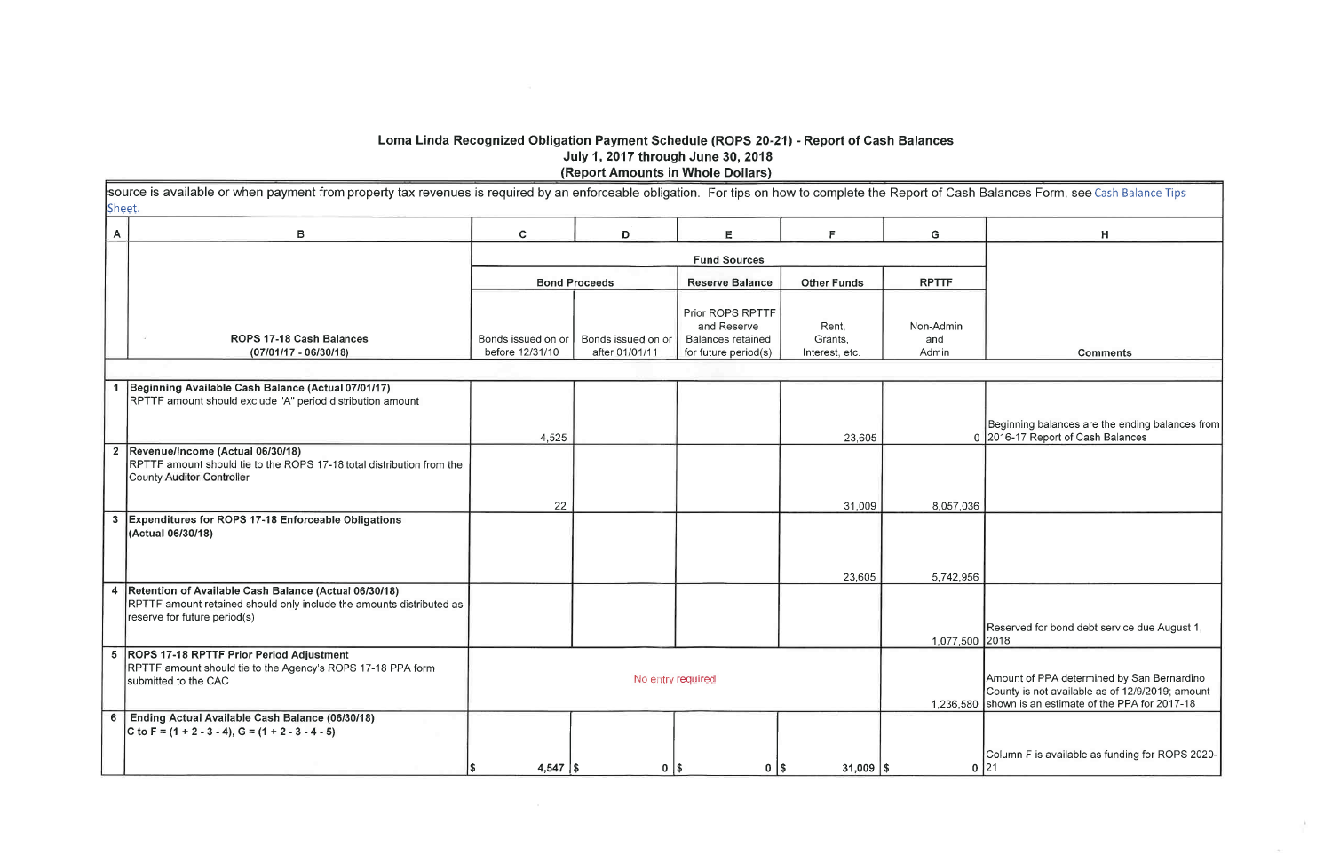# Loma Linda Recognized Obligation Payment Schedule (ROPS 20-21) - Report of Cash Balances

## July 1, 2017 through June 30, 2018

### (Report Amounts in Whole Dollars)

source is available or when payment from property tax revenues is required by an enforceable obligation. For tips on how to complete the Report of Cash Balances Form, see Cash Balance Tips Sheet.

| A | B | C | D | E | F | G | H |
|---|---|---|---|---|---|---|---|
| | | Fund Sources | | | | | |
| | | Bond Proceeds | | Reserve Balance | Other Funds | RPTTF | |
| | ROPS 17-18 Cash Balances (07/01/17 - 06/30/18) | Bonds issued on or before 12/31/10 | Bonds issued on or after 01/01/11 | Prior ROPS RPTTF and Reserve Balances retained for future period(s) | Rent, Grants, Interest, etc. | Non-Admin and Admin | Comments |
| 1 | **Beginning Available Cash Balance (Actual 07/01/17)**<br>RPTTF amount should exclude "A" period distribution amount | 4,525 | | | 23,605 | 0 | Beginning balances are the ending balances from 2016-17 Report of Cash Balances |
| 2 | **Revenue/Income (Actual 06/30/18)**<br>RPTTF amount should tie to the ROPS 17-18 total distribution from the County Auditor-Controller | 22 | | | 31,009 | 8,057,036 | |
| 3 | **Expenditures for ROPS 17-18 Enforceable Obligations (Actual 06/30/18)** | | | | 23,605 | 5,742,956 | |
| 4 | **Retention of Available Cash Balance (Actual 06/30/18)**<br>RPTTF amount retained should only include the amounts distributed as reserve for future period(s) | | | | | 1,077,500 | Reserved for bond debt service due August 1, 2018 |
| 5 | **ROPS 17-18 RPTTF Prior Period Adjustment**<br>RPTTF amount should tie to the Agency's ROPS 17-18 PPA form submitted to the CAC | No entry required | | | | 1,236,580 | Amount of PPA determined by San Bernardino County is not available as of 12/9/2019; amount shown is an estimate of the PPA for 2017-18 |
| 6 | **Ending Actual Available Cash Balance (06/30/18)**<br>C to F = (1 + 2 - 3 - 4), G = (1 + 2 - 3 - 4 - 5) | $ 4,547 | $ 0 | $ 0 | $ 31,009 | $ 0 | Column F is available as funding for ROPS 2020-21 |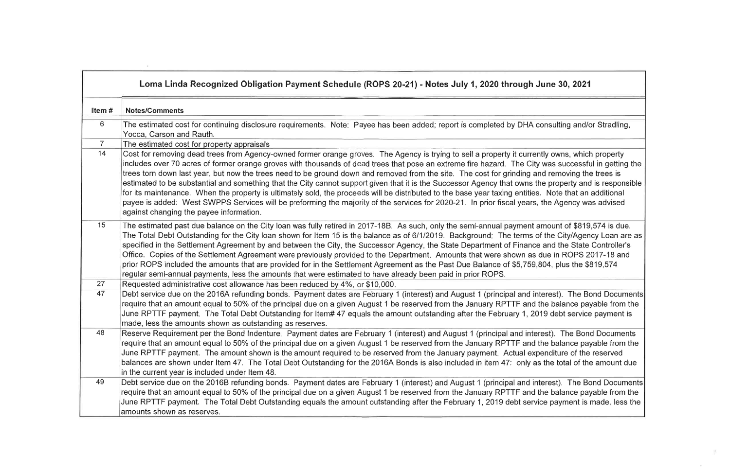| Loma Linda Recognized Obligation Payment Schedule (ROPS 20-21) - Notes July 1, 2020 through June 30, 2021 | |
|---|---|
| **Item #** | **Notes/Comments** |
| 6 | The estimated cost for continuing disclosure requirements. Note: Payee has been added; report is completed by DHA consulting and/or Stradling, Yocca, Carson and Rauth. |
| 7 | The estimated cost for property appraisals |
| 14 | Cost for removing dead trees from Agency-owned former orange groves. The Agency is trying to sell a property it currently owns, which property includes over 70 acres of former orange groves with thousands of dead trees that pose an extreme fire hazard. The City was successful in getting the trees torn down last year, but now the trees need to be ground down and removed from the site. The cost for grinding and removing the trees is estimated to be substantial and something that the City cannot support given that it is the Successor Agency that owns the property and is responsible for its maintenance. When the property is ultimately sold, the proceeds will be distributed to the base year taxing entities. Note that an additional payee is added: West SWPPS Services will be preforming the majority of the services for 2020-21. In prior fiscal years, the Agency was advised against changing the payee information. |
| 15 | The estimated past due balance on the City loan was fully retired in 2017-18B. As such, only the semi-annual payment amount of $819,574 is due. The Total Debt Outstanding for the City loan shown for Item 15 is the balance as of 6/1/2019. Background: The terms of the City/Agency Loan are as specified in the Settlement Agreement by and between the City, the Successor Agency, the State Department of Finance and the State Controller's Office. Copies of the Settlement Agreement were previously provided to the Department. Amounts that were shown as due in ROPS 2017-18 and prior ROPS included the amounts that are provided for in the Settlement Agreement as the Past Due Balance of $5,759,804, plus the $819,574 regular semi-annual payments, less the amounts that were estimated to have already been paid in prior ROPS. |
| 27 | Requested administrative cost allowance has been reduced by 4%, or $10,000. |
| 47 | Debt service due on the 2016A refunding bonds. Payment dates are February 1 (interest) and August 1 (principal and interest). The Bond Documents require that an amount equal to 50% of the principal due on a given August 1 be reserved from the January RPTTF and the balance payable from the June RPTTF payment. The Total Debt Outstanding for Item# 47 equals the amount outstanding after the February 1, 2019 debt service payment is made, less the amounts shown as outstanding as reserves. |
| 48 | Reserve Requirement per the Bond Indenture. Payment dates are February 1 (interest) and August 1 (principal and interest). The Bond Documents require that an amount equal to 50% of the principal due on a given August 1 be reserved from the January RPTTF and the balance payable from the June RPTTF payment. The amount shown is the amount required to be reserved from the January payment. Actual expenditure of the reserved balances are shown under Item 47. The Total Debt Outstanding for the 2016A Bonds is also included in item 47: only as the total of the amount due in the current year is included under Item 48. |
| 49 | Debt service due on the 2016B refunding bonds. Payment dates are February 1 (interest) and August 1 (principal and interest). The Bond Documents require that an amount equal to 50% of the principal due on a given August 1 be reserved from the January RPTTF and the balance payable from the June RPTTF payment. The Total Debt Outstanding equals the amount outstanding after the February 1, 2019 debt service payment is made, less the amounts shown as reserves. |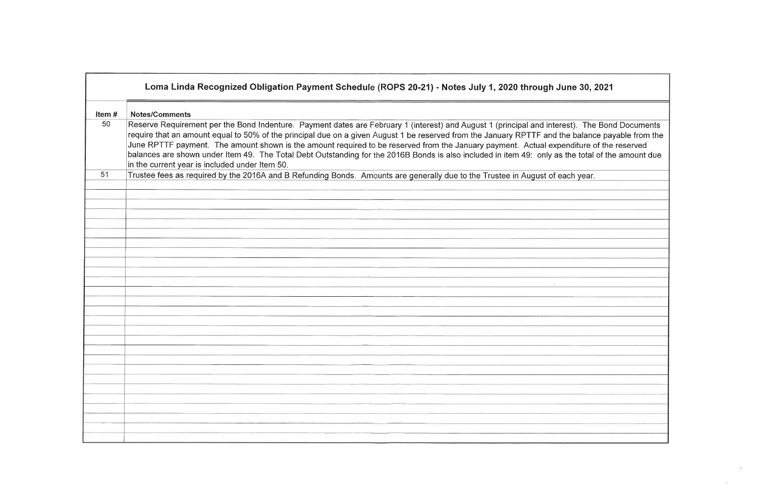## Loma Linda Recognized Obligation Payment Schedule (ROPS 20-21) - Notes July 1, 2020 through June 30, 2021

| Item # | Notes/Comments |
|---|---|
| 50 | Reserve Requirement per the Bond Indenture. Payment dates are February 1 (interest) and August 1 (principal and interest). The Bond Documents require that an amount equal to 50% of the principal due on a given August 1 be reserved from the January RPTTF and the balance payable from the June RPTTF payment. The amount shown is the amount required to be reserved from the January payment. Actual expenditure of the reserved balances are shown under Item 49. The Total Debt Outstanding for the 2016B Bonds is also included in item 49: only as the total of the amount due in the current year is included under Item 50. |
| 51 | Trustee fees as required by the 2016A and B Refunding Bonds. Amounts are generally due to the Trustee in August of each year. |